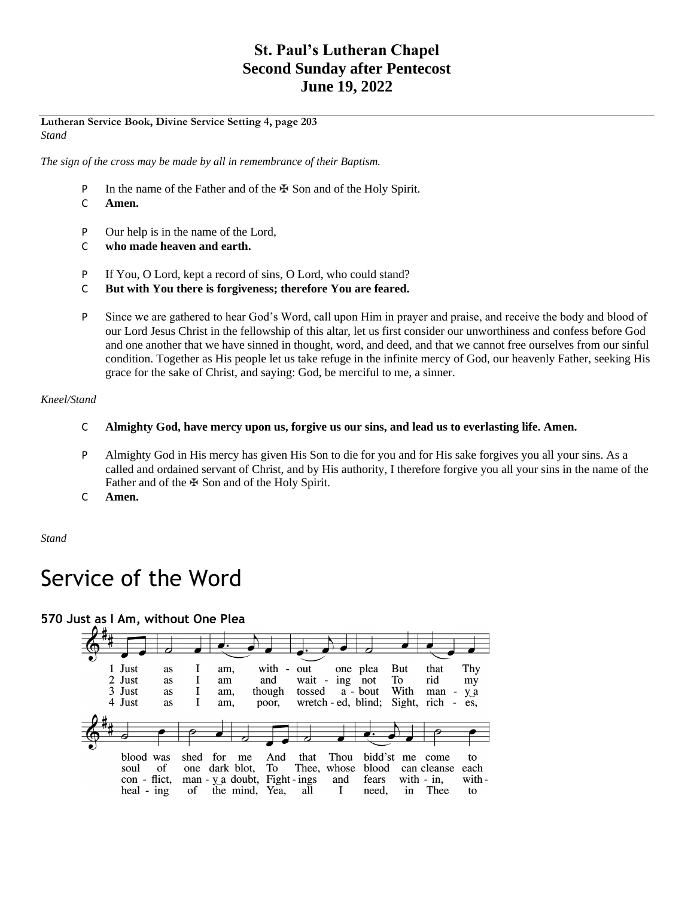## St. Paul's Lutheran Chapel
## Second Sunday after Pentecost
## June 19, 2022

**Lutheran Service Book, Divine Service Setting 4, page 203**
*Stand*

*The sign of the cross may be made by all in remembrance of their Baptism.*

P In the name of the Father and of the ✠ Son and of the Holy Spirit.
C **Amen.**

P Our help is in the name of the Lord,
C **who made heaven and earth.**

P If You, O Lord, kept a record of sins, O Lord, who could stand?
C **But with You there is forgiveness; therefore You are feared.**

P Since we are gathered to hear God's Word, call upon Him in prayer and praise, and receive the body and blood of our Lord Jesus Christ in the fellowship of this altar, let us first consider our unworthiness and confess before God and one another that we have sinned in thought, word, and deed, and that we cannot free ourselves from our sinful condition. Together as His people let us take refuge in the infinite mercy of God, our heavenly Father, seeking His grace for the sake of Christ, and saying: God, be merciful to me, a sinner.

*Kneel/Stand*

C **Almighty God, have mercy upon us, forgive us our sins, and lead us to everlasting life. Amen.**

P Almighty God in His mercy has given His Son to die for you and for His sake forgives you all your sins. As a called and ordained servant of Christ, and by His authority, I therefore forgive you all your sins in the name of the Father and of the ✠ Son and of the Holy Spirit.
C **Amen.**

*Stand*

# Service of the Word

### 570 Just as I Am, without One Plea

1 Just as I am, without one plea But that Thy blood was shed for me And that Thou bidd'st me come to

2 Just as I am and waiting not To rid my soul of one dark blot, To Thee, whose blood can cleanse each

3 Just as I am, though tossed about With many a conflict, many a doubt, Fightings and fears within, with-

4 Just as I am, poor, wretched, blind; Sight, riches, healing of the mind, Yea, all I need, in Thee to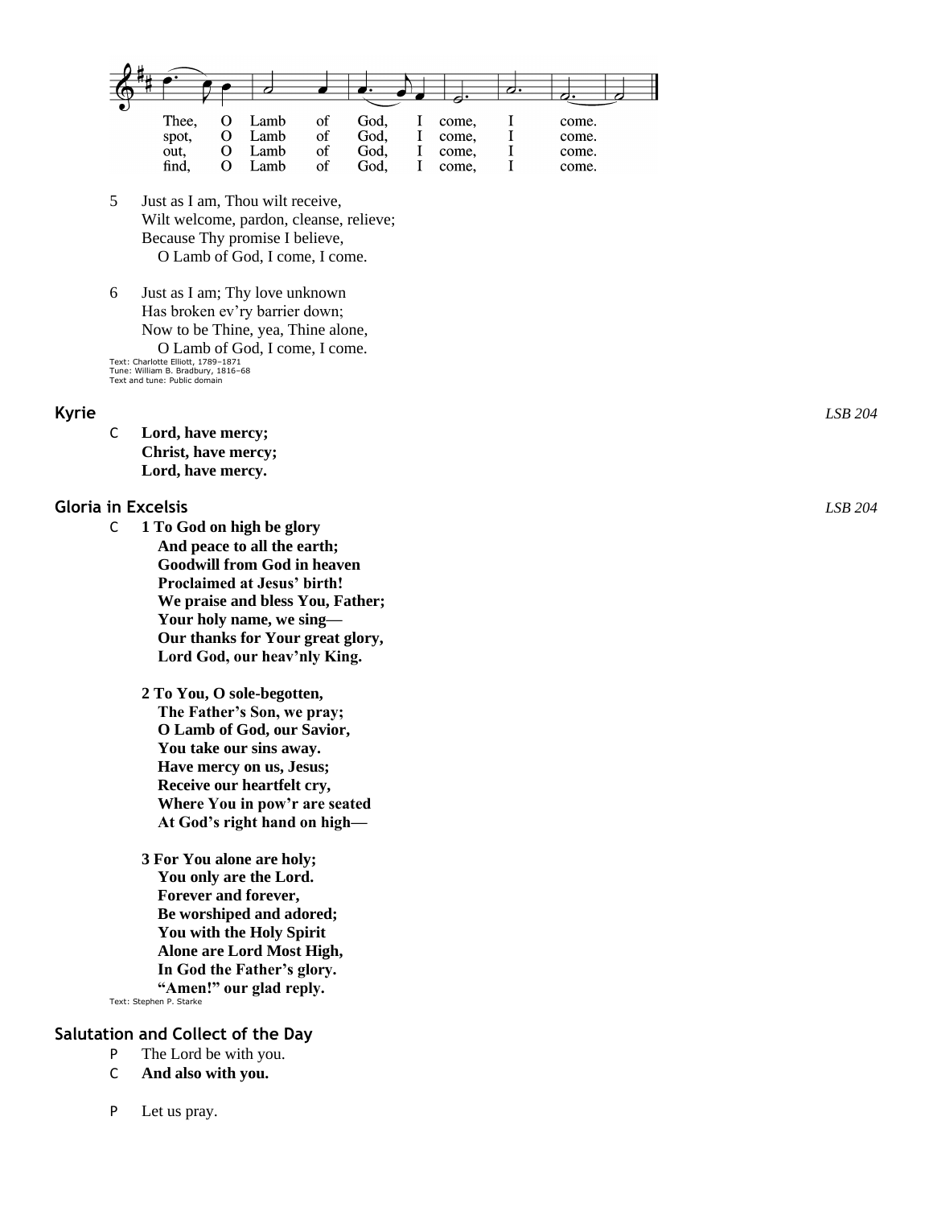Thee, O Lamb of God, I come, I come.
spot, O Lamb of God, I come, I come.
out, O Lamb of God, I come, I come.
find, O Lamb of God, I come, I come.

5 Just as I am, Thou wilt receive,
Wilt welcome, pardon, cleanse, relieve;
Because Thy promise I believe,
O Lamb of God, I come, I come.

6 Just as I am; Thy love unknown
Has broken ev'ry barrier down;
Now to be Thine, yea, Thine alone,
O Lamb of God, I come, I come.

Text: Charlotte Elliott, 1789–1871
Tune: William B. Bradbury, 1816–68
Text and tune: Public domain

## Kyrie *LSB 204*

C **Lord, have mercy;**
**Christ, have mercy;**
**Lord, have mercy.**

## Gloria in Excelsis *LSB 204*

C **1 To God on high be glory**
**And peace to all the earth;**
**Goodwill from God in heaven**
**Proclaimed at Jesus' birth!**
**We praise and bless You, Father;**
**Your holy name, we sing—**
**Our thanks for Your great glory,**
**Lord God, our heav'nly King.**

**2 To You, O sole-begotten,**
**The Father's Son, we pray;**
**O Lamb of God, our Savior,**
**You take our sins away.**
**Have mercy on us, Jesus;**
**Receive our heartfelt cry,**
**Where You in pow'r are seated**
**At God's right hand on high—**

**3 For You alone are holy;**
**You only are the Lord.**
**Forever and forever,**
**Be worshiped and adored;**
**You with the Holy Spirit**
**Alone are Lord Most High,**
**In God the Father's glory.**
**"Amen!" our glad reply.**

Text: Stephen P. Starke

## Salutation and Collect of the Day

P The Lord be with you.
C **And also with you.**

P Let us pray.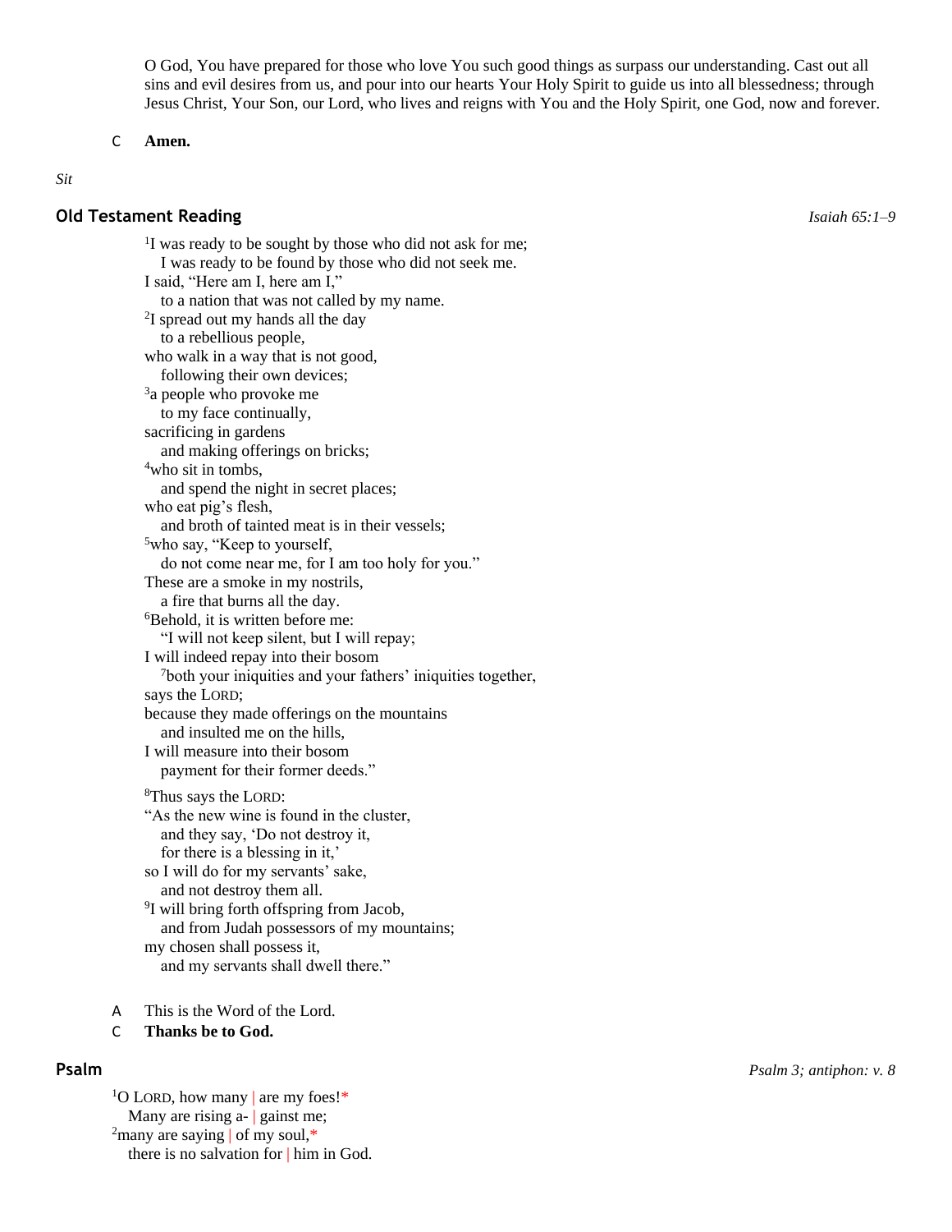O God, You have prepared for those who love You such good things as surpass our understanding. Cast out all sins and evil desires from us, and pour into our hearts Your Holy Spirit to guide us into all blessedness; through Jesus Christ, Your Son, our Lord, who lives and reigns with You and the Holy Spirit, one God, now and forever.

C **Amen.**

*Sit*

### Old Testament Reading

*Isaiah 65:1–9*

[1]I was ready to be sought by those who did not ask for me;
  I was ready to be found by those who did not seek me.
I said, "Here am I, here am I,"
  to a nation that was not called by my name.
[2]I spread out my hands all the day
  to a rebellious people,
who walk in a way that is not good,
  following their own devices;
[3]a people who provoke me
  to my face continually,
sacrificing in gardens
  and making offerings on bricks;
[4]who sit in tombs,
  and spend the night in secret places;
who eat pig's flesh,
  and broth of tainted meat is in their vessels;
[5]who say, "Keep to yourself,
  do not come near me, for I am too holy for you."
These are a smoke in my nostrils,
  a fire that burns all the day.
[6]Behold, it is written before me:
  "I will not keep silent, but I will repay;
I will indeed repay into their bosom
  [7]both your iniquities and your fathers' iniquities together,
says the LORD;
because they made offerings on the mountains
  and insulted me on the hills,
I will measure into their bosom
  payment for their former deeds."

[8]Thus says the LORD:
"As the new wine is found in the cluster,
  and they say, 'Do not destroy it,
  for there is a blessing in it,'
so I will do for my servants' sake,
  and not destroy them all.
[9]I will bring forth offspring from Jacob,
  and from Judah possessors of my mountains;
my chosen shall possess it,
  and my servants shall dwell there."

A This is the Word of the Lord.
C **Thanks be to God.**

### Psalm

*Psalm 3; antiphon: v. 8*

[1]O LORD, how many | are my foes!*
  Many are rising a- | gainst me;
[2]many are saying | of my soul,*
  there is no salvation for | him in God.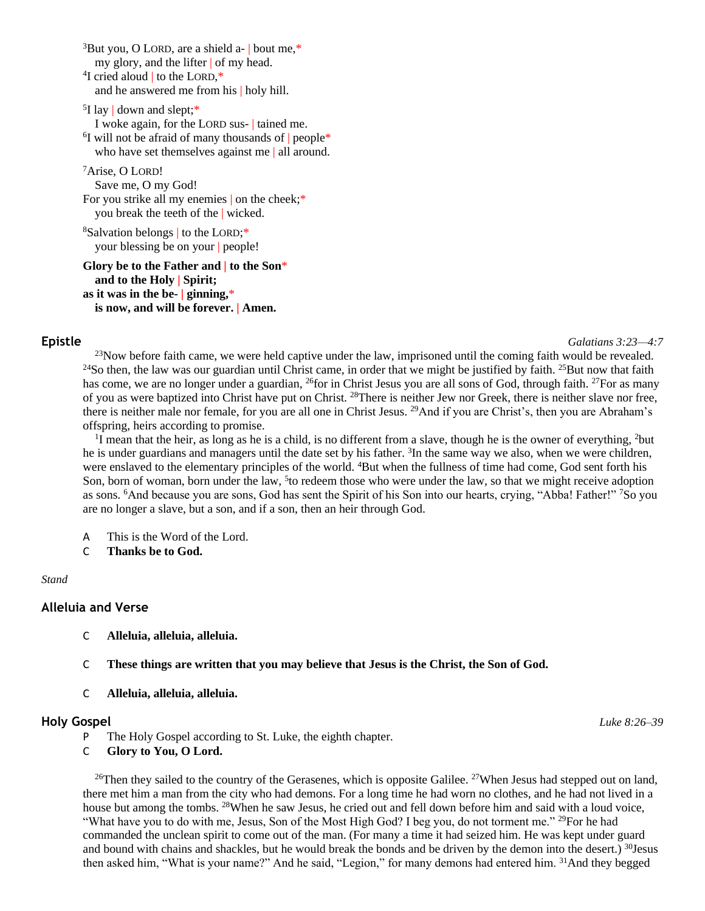[3]But you, O LORD, are a shield a- | bout me,*
  my glory, and the lifter | of my head.
[4]I cried aloud | to the LORD,*
  and he answered me from his | holy hill.

[5]I lay | down and slept;*
  I woke again, for the LORD sus- | tained me.
[6]I will not be afraid of many thousands of | people*
  who have set themselves against me | all around.

[7]Arise, O LORD!
  Save me, O my God!
For you strike all my enemies | on the cheek;*
  you break the teeth of the | wicked.

[8]Salvation belongs | to the LORD;*
  your blessing be on your | people!

**Glory be to the Father and | to the Son***
  **and to the Holy | Spirit;**
**as it was in the be- | ginning,***
  **is now, and will be forever. | Amen.**

## Epistle

*Galatians 3:23—4:7*

[23]Now before faith came, we were held captive under the law, imprisoned until the coming faith would be revealed. [24]So then, the law was our guardian until Christ came, in order that we might be justified by faith. [25]But now that faith has come, we are no longer under a guardian, [26]for in Christ Jesus you are all sons of God, through faith. [27]For as many of you as were baptized into Christ have put on Christ. [28]There is neither Jew nor Greek, there is neither slave nor free, there is neither male nor female, for you are all one in Christ Jesus. [29]And if you are Christ's, then you are Abraham's offspring, heirs according to promise.

[1]I mean that the heir, as long as he is a child, is no different from a slave, though he is the owner of everything, [2]but he is under guardians and managers until the date set by his father. [3]In the same way we also, when we were children, were enslaved to the elementary principles of the world. [4]But when the fullness of time had come, God sent forth his Son, born of woman, born under the law, [5]to redeem those who were under the law, so that we might receive adoption as sons. [6]And because you are sons, God has sent the Spirit of his Son into our hearts, crying, "Abba! Father!" [7]So you are no longer a slave, but a son, and if a son, then an heir through God.

A This is the Word of the Lord.
C **Thanks be to God.**

*Stand*

## Alleluia and Verse

C **Alleluia, alleluia, alleluia.**

C **These things are written that you may believe that Jesus is the Christ, the Son of God.**

C **Alleluia, alleluia, alleluia.**

## Holy Gospel

*Luke 8:26–39*

P The Holy Gospel according to St. Luke, the eighth chapter.
C **Glory to You, O Lord.**

[26]Then they sailed to the country of the Gerasenes, which is opposite Galilee. [27]When Jesus had stepped out on land, there met him a man from the city who had demons. For a long time he had worn no clothes, and he had not lived in a house but among the tombs. [28]When he saw Jesus, he cried out and fell down before him and said with a loud voice, "What have you to do with me, Jesus, Son of the Most High God? I beg you, do not torment me." [29]For he had commanded the unclean spirit to come out of the man. (For many a time it had seized him. He was kept under guard and bound with chains and shackles, but he would break the bonds and be driven by the demon into the desert.) [30]Jesus then asked him, "What is your name?" And he said, "Legion," for many demons had entered him. [31]And they begged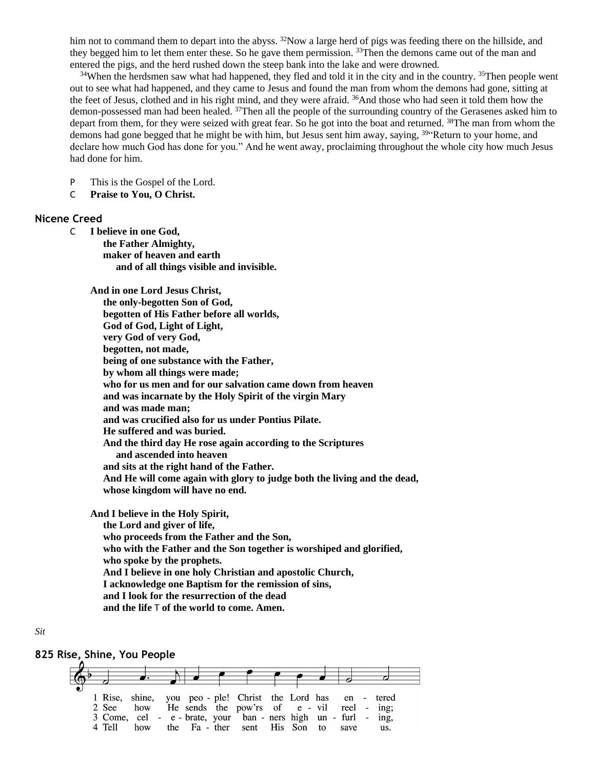him not to command them to depart into the abyss. [32]Now a large herd of pigs was feeding there on the hillside, and they begged him to let them enter these. So he gave them permission. [33]Then the demons came out of the man and entered the pigs, and the herd rushed down the steep bank into the lake and were drowned.

[34]When the herdsmen saw what had happened, they fled and told it in the city and in the country. [35]Then people went out to see what had happened, and they came to Jesus and found the man from whom the demons had gone, sitting at the feet of Jesus, clothed and in his right mind, and they were afraid. [36]And those who had seen it told them how the demon-possessed man had been healed. [37]Then all the people of the surrounding country of the Gerasenes asked him to depart from them, for they were seized with great fear. So he got into the boat and returned. [38]The man from whom the demons had gone begged that he might be with him, but Jesus sent him away, saying, [39]"Return to your home, and declare how much God has done for you." And he went away, proclaiming throughout the whole city how much Jesus had done for him.

P This is the Gospel of the Lord.
C **Praise to You, O Christ.**

## Nicene Creed

C **I believe in one God,**
**the Father Almighty,**
**maker of heaven and earth**
**and of all things visible and invisible.**

**And in one Lord Jesus Christ,**
**the only-begotten Son of God,**
**begotten of His Father before all worlds,**
**God of God, Light of Light,**
**very God of very God,**
**begotten, not made,**
**being of one substance with the Father,**
**by whom all things were made;**
**who for us men and for our salvation came down from heaven**
**and was incarnate by the Holy Spirit of the virgin Mary**
**and was made man;**
**and was crucified also for us under Pontius Pilate.**
**He suffered and was buried.**
**And the third day He rose again according to the Scriptures**
**and ascended into heaven**
**and sits at the right hand of the Father.**
**And He will come again with glory to judge both the living and the dead,**
**whose kingdom will have no end.**

**And I believe in the Holy Spirit,**
**the Lord and giver of life,**
**who proceeds from the Father and the Son,**
**who with the Father and the Son together is worshiped and glorified,**
**who spoke by the prophets.**
**And I believe in one holy Christian and apostolic Church,**
**I acknowledge one Baptism for the remission of sins,**
**and I look for the resurrection of the dead**
**and the life T of the world to come. Amen.**

*Sit*

## 825 Rise, Shine, You People

1 Rise, shine, you peo - ple! Christ the Lord has en - tered
2 See how He sends the pow'rs of e - vil reel - ing;
3 Come, cel - e - brate, your ban - ners high un - furl - ing,
4 Tell how the Fa - ther sent His Son to save us.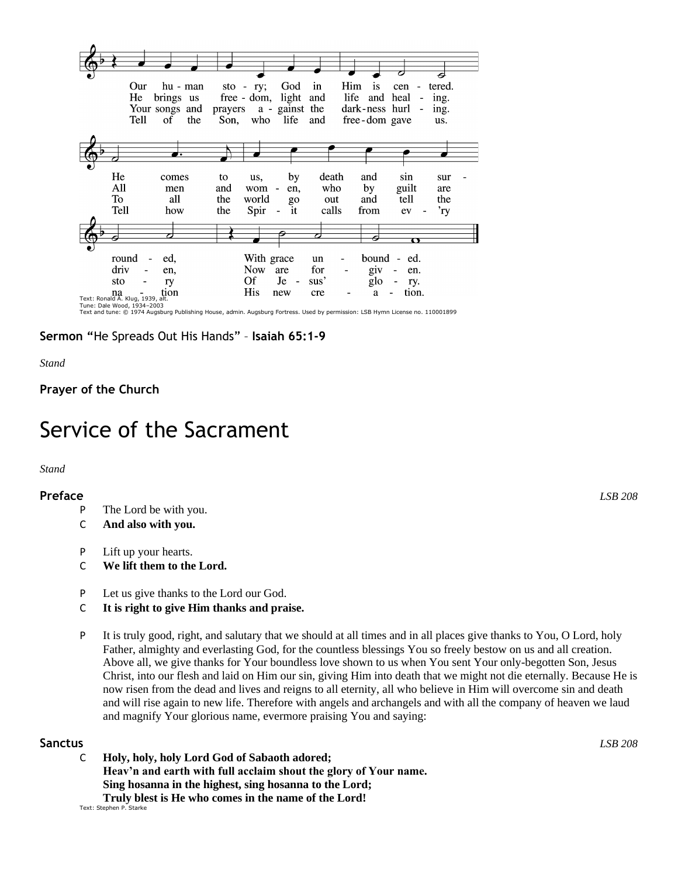Our human story; God in Him is centered.
He comes to us, by death and sin surrounded,
With grace unbounded.

He brings us freedom, light and life and healing.
All men and women, who by guilt are driven,
Now are forgiven.

Your songs and prayers against the darkness hurling.
To all the world go out and tell the story
Of Jesus' glory.

Tell of the Son, who life and freedom gave us.
Tell how the Spirit calls from ev'ry nation
His new creation.

Text: Ronald A. Klug, 1939, alt.
Tune: Dale Wood, 1934–2003
Text and tune: © 1974 Augsburg Publishing House, admin. Augsburg Fortress. Used by permission: LSB Hymn License no. 110001899

**Sermon "**He Spreads Out His Hands" – **Isaiah 65:1-9**

*Stand*

**Prayer of the Church**

# Service of the Sacrament

*Stand*

**Preface** *LSB 208*

P The Lord be with you.
C **And also with you.**

P Lift up your hearts.
C **We lift them to the Lord.**

P Let us give thanks to the Lord our God.
C **It is right to give Him thanks and praise.**

P It is truly good, right, and salutary that we should at all times and in all places give thanks to You, O Lord, holy Father, almighty and everlasting God, for the countless blessings You so freely bestow on us and all creation. Above all, we give thanks for Your boundless love shown to us when You sent Your only-begotten Son, Jesus Christ, into our flesh and laid on Him our sin, giving Him into death that we might not die eternally. Because He is now risen from the dead and lives and reigns to all eternity, all who believe in Him will overcome sin and death and will rise again to new life. Therefore with angels and archangels and with all the company of heaven we laud and magnify Your glorious name, evermore praising You and saying:

**Sanctus** *LSB 208*

C **Holy, holy, holy Lord God of Sabaoth adored;**
**Heav'n and earth with full acclaim shout the glory of Your name.**
**Sing hosanna in the highest, sing hosanna to the Lord;**
**Truly blest is He who comes in the name of the Lord!**

Text: Stephen P. Starke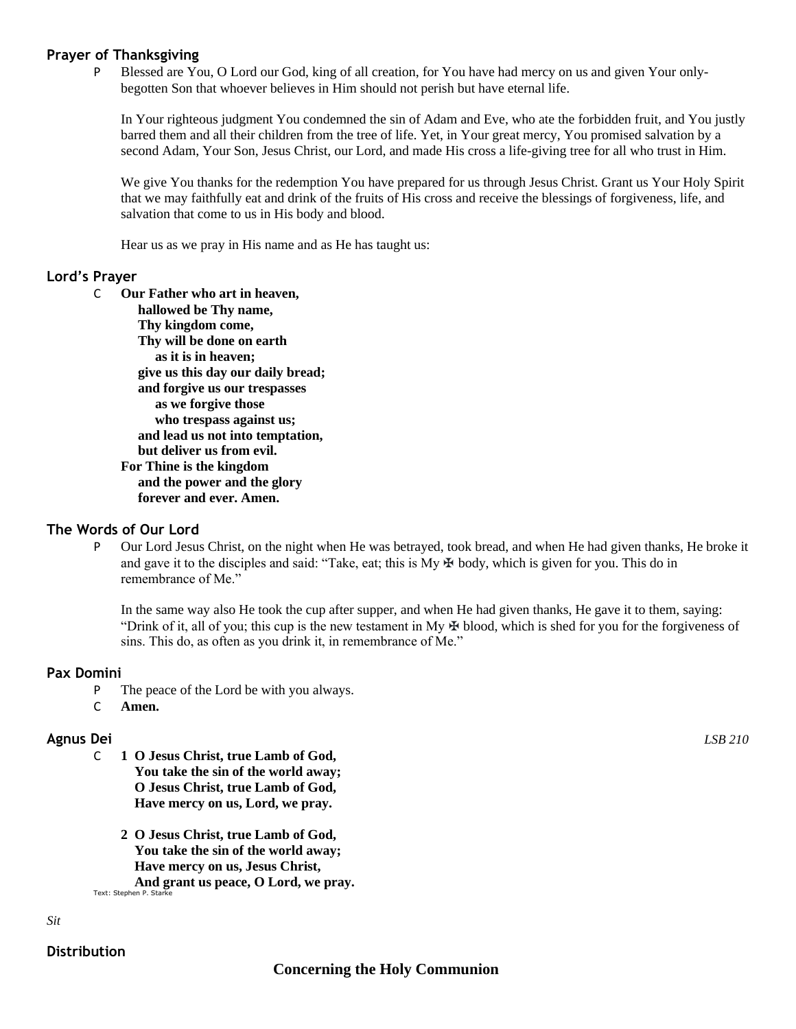### Prayer of Thanksgiving

P Blessed are You, O Lord our God, king of all creation, for You have had mercy on us and given Your only-begotten Son that whoever believes in Him should not perish but have eternal life.

In Your righteous judgment You condemned the sin of Adam and Eve, who ate the forbidden fruit, and You justly barred them and all their children from the tree of life. Yet, in Your great mercy, You promised salvation by a second Adam, Your Son, Jesus Christ, our Lord, and made His cross a life-giving tree for all who trust in Him.

We give You thanks for the redemption You have prepared for us through Jesus Christ. Grant us Your Holy Spirit that we may faithfully eat and drink of the fruits of His cross and receive the blessings of forgiveness, life, and salvation that come to us in His body and blood.

Hear us as we pray in His name and as He has taught us:

### Lord's Prayer

C **Our Father who art in heaven,**
**hallowed be Thy name,**
**Thy kingdom come,**
**Thy will be done on earth**
**as it is in heaven;**
**give us this day our daily bread;**
**and forgive us our trespasses**
**as we forgive those**
**who trespass against us;**
**and lead us not into temptation,**
**but deliver us from evil.**
**For Thine is the kingdom**
**and the power and the glory**
**forever and ever. Amen.**

### The Words of Our Lord

P Our Lord Jesus Christ, on the night when He was betrayed, took bread, and when He had given thanks, He broke it and gave it to the disciples and said: "Take, eat; this is My ✠ body, which is given for you. This do in remembrance of Me."

In the same way also He took the cup after supper, and when He had given thanks, He gave it to them, saying: "Drink of it, all of you; this cup is the new testament in My ✠ blood, which is shed for you for the forgiveness of sins. This do, as often as you drink it, in remembrance of Me."

### Pax Domini

P The peace of the Lord be with you always.
C **Amen.**

### Agnus Dei

*LSB 210*

C **1 O Jesus Christ, true Lamb of God,**
**You take the sin of the world away;**
**O Jesus Christ, true Lamb of God,**
**Have mercy on us, Lord, we pray.**

**2 O Jesus Christ, true Lamb of God,**
**You take the sin of the world away;**
**Have mercy on us, Jesus Christ,**
**And grant us peace, O Lord, we pray.**

Text: Stephen P. Starke

*Sit*

### Distribution

**Concerning the Holy Communion**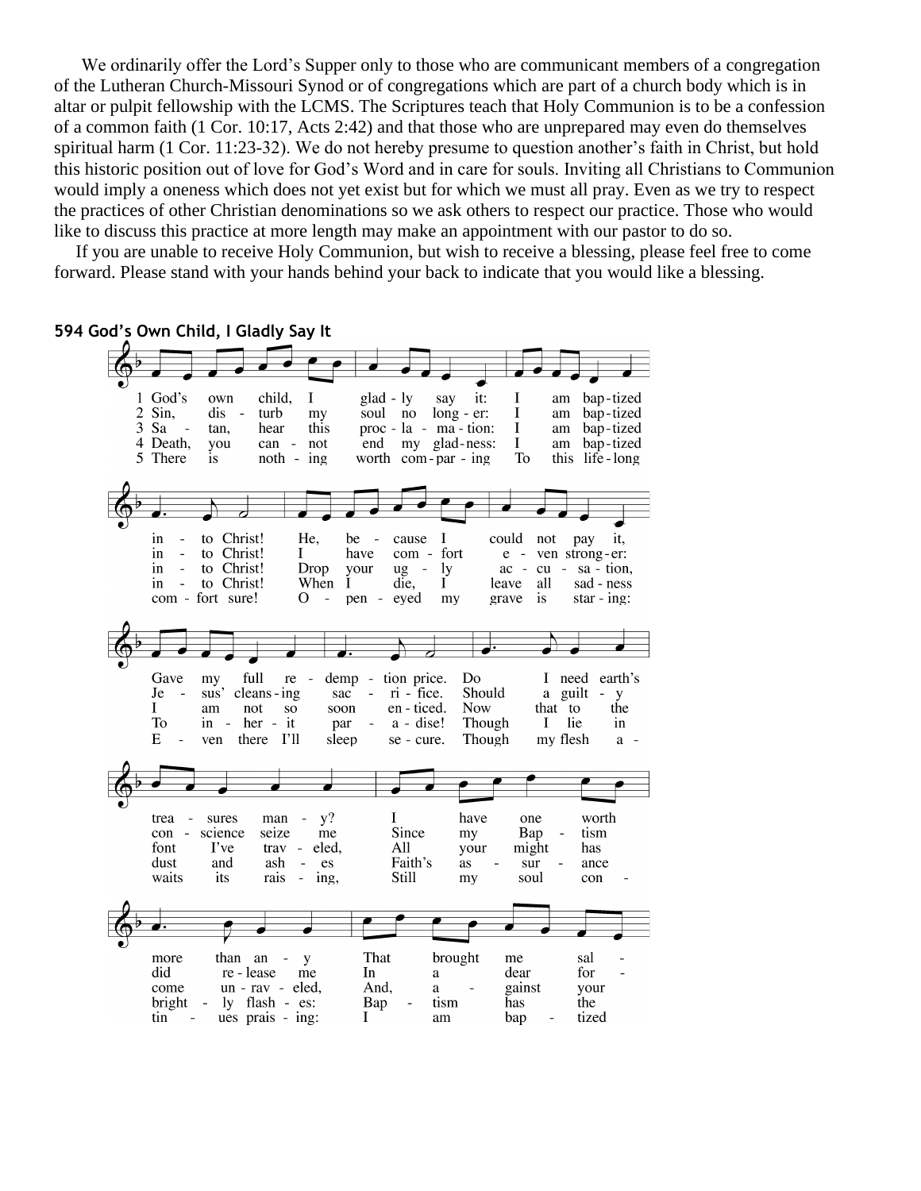We ordinarily offer the Lord's Supper only to those who are communicant members of a congregation of the Lutheran Church-Missouri Synod or of congregations which are part of a church body which is in altar or pulpit fellowship with the LCMS. The Scriptures teach that Holy Communion is to be a confession of a common faith (1 Cor. 10:17, Acts 2:42) and that those who are unprepared may even do themselves spiritual harm (1 Cor. 11:23-32). We do not hereby presume to question another's faith in Christ, but hold this historic position out of love for God's Word and in care for souls. Inviting all Christians to Communion would imply a oneness which does not yet exist but for which we must all pray. Even as we try to respect the practices of other Christian denominations so we ask others to respect our practice. Those who would like to discuss this practice at more length may make an appointment with our pastor to do so.

If you are unable to receive Holy Communion, but wish to receive a blessing, please feel free to come forward. Please stand with your hands behind your back to indicate that you would like a blessing.

**594 God's Own Child, I Gladly Say It**

1 God's own child, I gladly say it: I am baptized into Christ! He, because I could not pay it, Gave my full redemption price. Do I need earth's treasures many? I have one worth more than any That brought me salvation

2 Sin, disturb my soul no longer: I am baptized into Christ! I have comfort even stronger: Jesus' cleansing sacrifice. Should a guilty conscience seize me Since my Baptism did release me In a dear for-

3 Satan, hear this proclamation: I am baptized into Christ! Drop your ugly accusation, I am not so soon enticed. Now that to the font I've traveled, All your might has come unraveled, And, against your

4 Death, you cannot end my gladness: I am baptized into Christ! When I die, I leave all sadness To inherit paradise! Though I lie in dust and ashes Faith's assurance brightly flashes: Baptism has the

5 There is nothing worth comparing To this lifelong comfort sure! Open-eyed my grave is staring: Even there I'll sleep secure. Though my flesh awaits its raising, Still my soul continues praising: I am baptized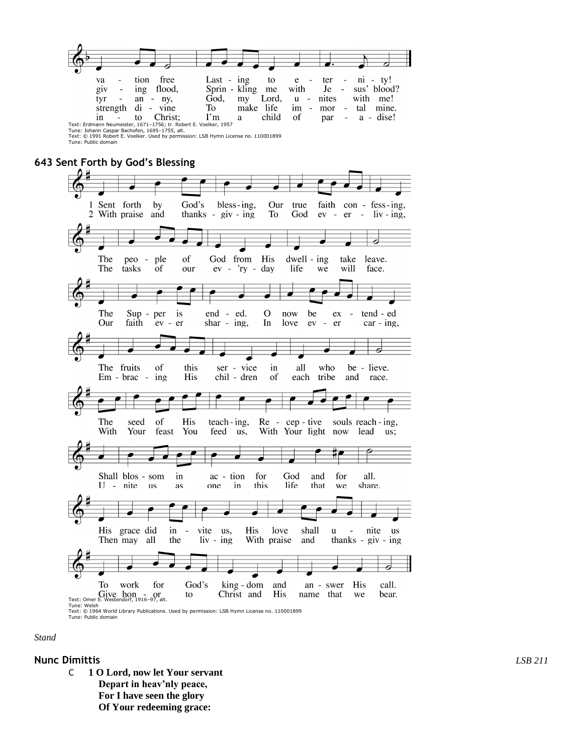va - tion free Last - ing to e - ter - ni - ty!
giv - ing flood, Sprin - kling me with Je - sus' blood?
tyr - an - ny, God, my Lord, u - nites with me!
strength di - vine To make life im - mor - tal mine.
in - to Christ; I'm a child of par - a - dise!

Text: Erdmann Neumeister, 1671–1756; tr. Robert E. Voelker, 1957
Tune: Johann Caspar Bachofen, 1695–1755, alt.
Text: © 1991 Robert E. Voelker. Used by permission: LSB Hymn License no. 110001899
Tune: Public domain

## 643 Sent Forth by God's Blessing

1 Sent forth by God's bless-ing, Our true faith con - fess-ing,
The peo - ple of God from His dwell - ing take leave.
The Sup - per is end - ed. O now be ex - tend - ed
The fruits of this ser - vice in all who be - lieve.
The seed of His teach - ing, Re - cep - tive souls reach - ing,
Shall blos - som in ac - tion for God and for all.
His grace did in - vite us, His love shall u - nite us
To work for God's king - dom and an - swer His call.

2 With praise and thanks - giv - ing To God ev - er - liv - ing,
The tasks of our ev - 'ry - day life we will face.
Our faith ev - er shar - ing, In love ev - er car - ing,
Em - brac - ing His chil - dren of each tribe and race.
With Your feast You feed us, With Your light now lead us;
U - nite us as one in this life that we share.
Then may all the liv - ing With praise and thanks - giv - ing
Give hon - or to Christ and His name that we bear.

Text: Omer E. Westendorf, 1916–97, alt.
Tune: Welsh
Text: © 1964 World Library Publications. Used by permission: LSB Hymn License no. 110001899
Tune: Public domain

*Stand*

**Nunc Dimittis** *LSB 211*

C **1 O Lord, now let Your servant**
**Depart in heav'nly peace,**
**For I have seen the glory**
**Of Your redeeming grace:**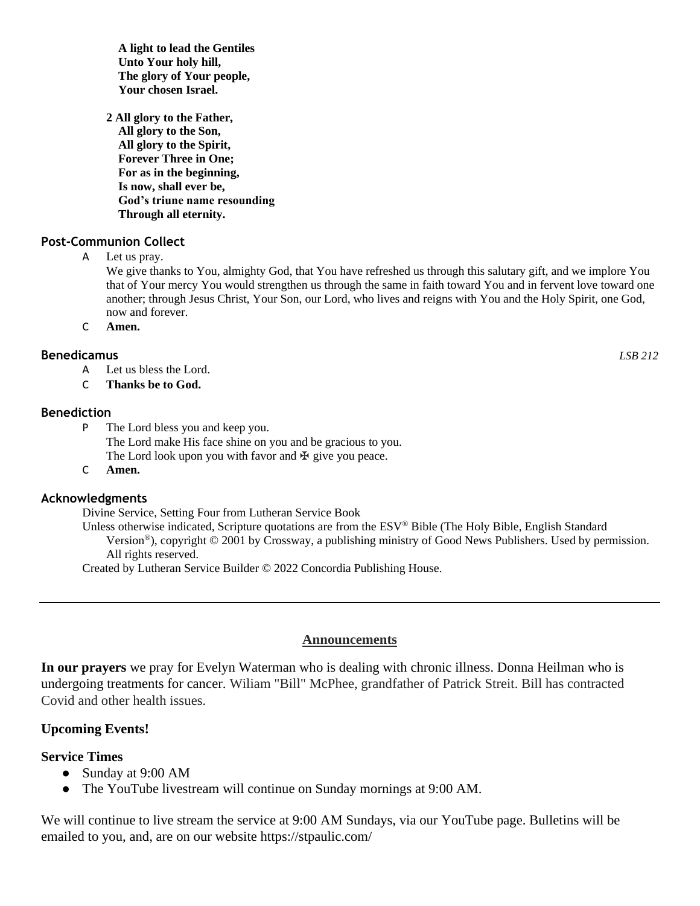**A light to lead the Gentiles**
**Unto Your holy hill,**
**The glory of Your people,**
**Your chosen Israel.**

**2 All glory to the Father,**
**All glory to the Son,**
**All glory to the Spirit,**
**Forever Three in One;**
**For as in the beginning,**
**Is now, shall ever be,**
**God's triune name resounding**
**Through all eternity.**

### Post-Communion Collect

A Let us pray.
We give thanks to You, almighty God, that You have refreshed us through this salutary gift, and we implore You that of Your mercy You would strengthen us through the same in faith toward You and in fervent love toward one another; through Jesus Christ, Your Son, our Lord, who lives and reigns with You and the Holy Spirit, one God, now and forever.

C **Amen.**

### Benedicamus

*LSB 212*

A Let us bless the Lord.

C **Thanks be to God.**

### Benediction

P The Lord bless you and keep you.
The Lord make His face shine on you and be gracious to you.
The Lord look upon you with favor and ✠ give you peace.

C **Amen.**

### Acknowledgments

Divine Service, Setting Four from Lutheran Service Book
Unless otherwise indicated, Scripture quotations are from the ESV® Bible (The Holy Bible, English Standard Version®), copyright © 2001 by Crossway, a publishing ministry of Good News Publishers. Used by permission. All rights reserved.
Created by Lutheran Service Builder © 2022 Concordia Publishing House.

---

## Announcements

**In our prayers** we pray for Evelyn Waterman who is dealing with chronic illness. Donna Heilman who is undergoing treatments for cancer. Wiliam "Bill" McPhee, grandfather of Patrick Streit. Bill has contracted Covid and other health issues.

**Upcoming Events!**

**Service Times**

- Sunday at 9:00 AM
- The YouTube livestream will continue on Sunday mornings at 9:00 AM.

We will continue to live stream the service at 9:00 AM Sundays, via our YouTube page. Bulletins will be emailed to you, and, are on our website https://stpaulic.com/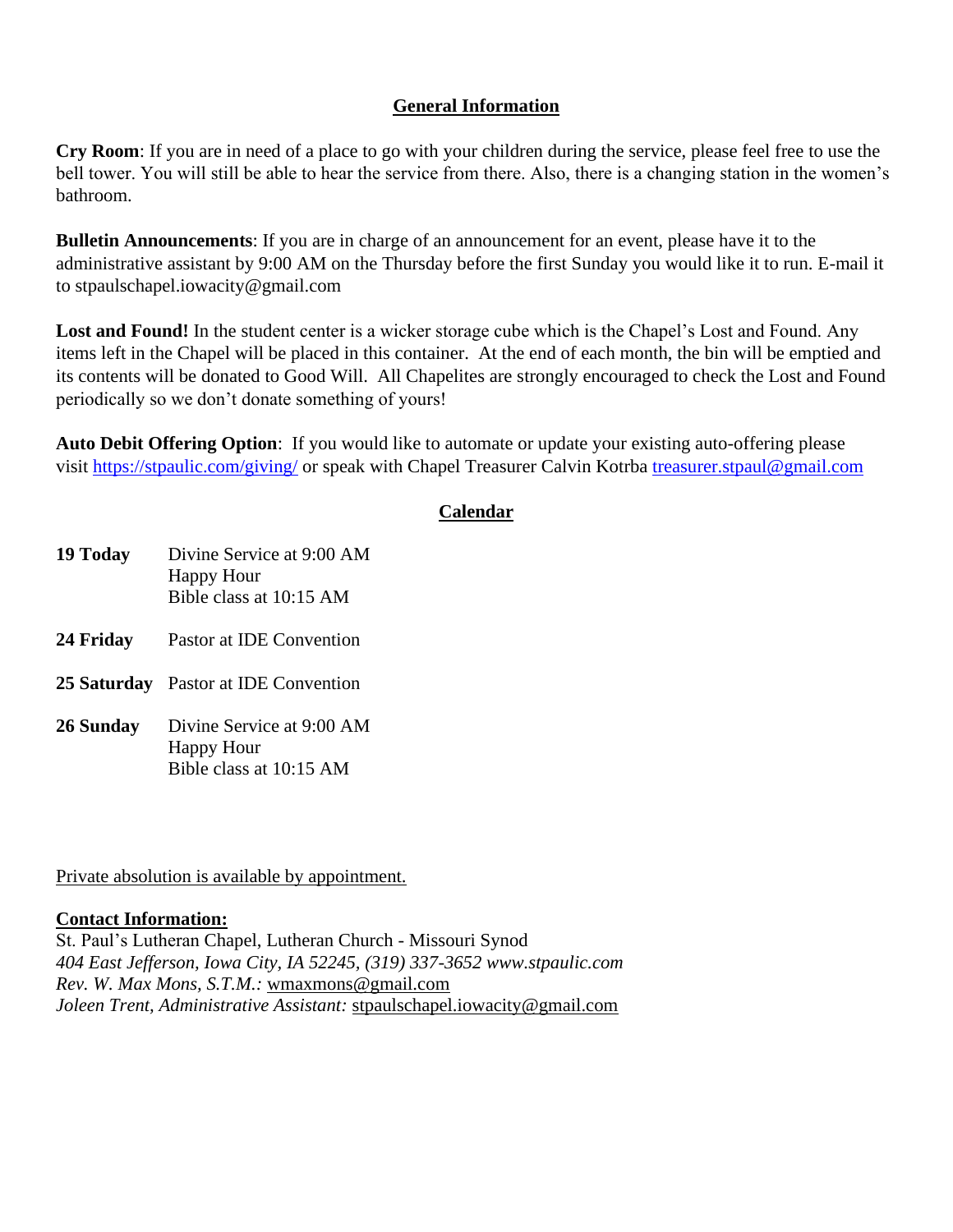## General Information

**Cry Room**: If you are in need of a place to go with your children during the service, please feel free to use the bell tower. You will still be able to hear the service from there. Also, there is a changing station in the women's bathroom.

**Bulletin Announcements**: If you are in charge of an announcement for an event, please have it to the administrative assistant by 9:00 AM on the Thursday before the first Sunday you would like it to run. E-mail it to stpaulschapel.iowacity@gmail.com

**Lost and Found!** In the student center is a wicker storage cube which is the Chapel's Lost and Found. Any items left in the Chapel will be placed in this container. At the end of each month, the bin will be emptied and its contents will be donated to Good Will. All Chapelites are strongly encouraged to check the Lost and Found periodically so we don't donate something of yours!

**Auto Debit Offering Option**: If you would like to automate or update your existing auto-offering please visit https://stpaulic.com/giving/ or speak with Chapel Treasurer Calvin Kotrba treasurer.stpaul@gmail.com

## Calendar

| | |
|---|---|
| **19 Today** | Divine Service at 9:00 AM<br>Happy Hour<br>Bible class at 10:15 AM |
| **24 Friday** | Pastor at IDE Convention |
| **25 Saturday** | Pastor at IDE Convention |
| **26 Sunday** | Divine Service at 9:00 AM<br>Happy Hour<br>Bible class at 10:15 AM |

Private absolution is available by appointment.

**Contact Information:**

St. Paul's Lutheran Chapel, Lutheran Church - Missouri Synod
*404 East Jefferson, Iowa City, IA 52245, (319) 337-3652 www.stpaulic.com*
*Rev. W. Max Mons, S.T.M.:* wmaxmons@gmail.com
*Joleen Trent, Administrative Assistant:* stpaulschapel.iowacity@gmail.com